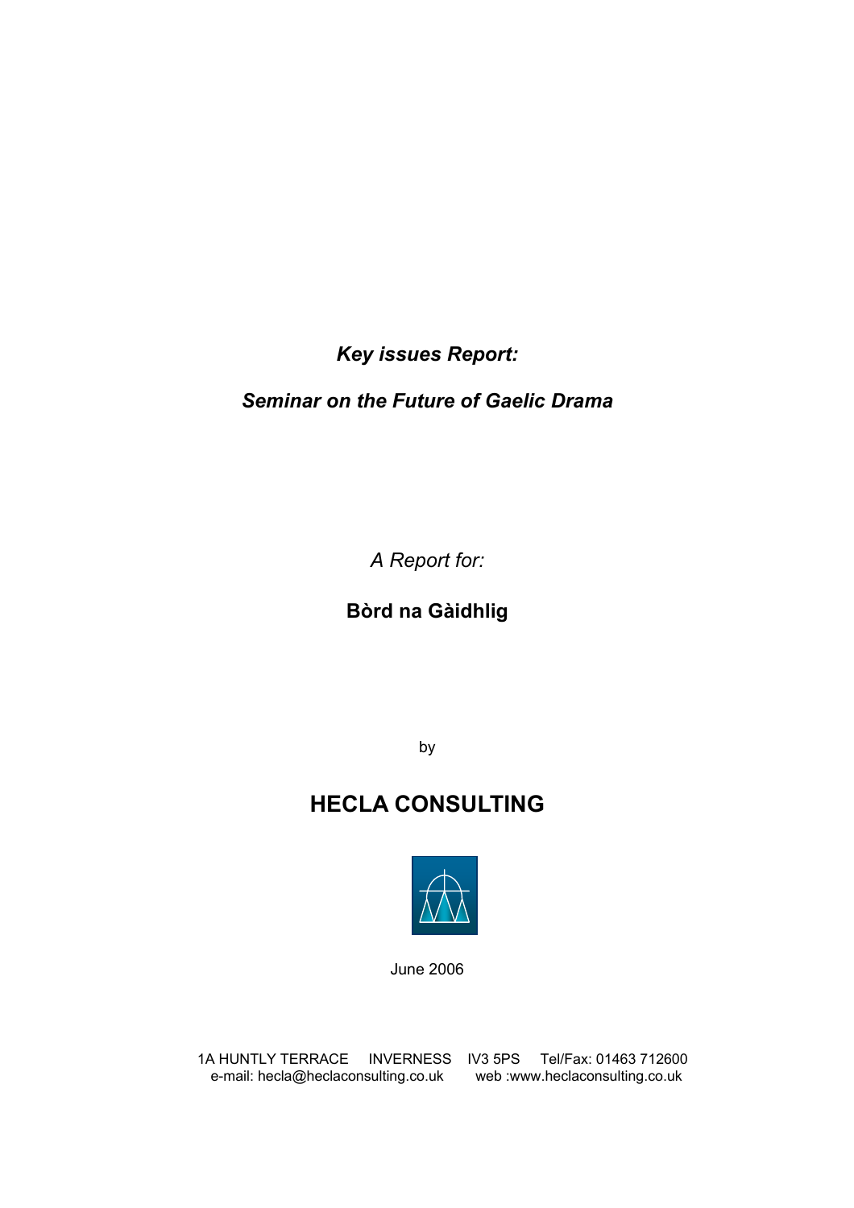***Key issues Report:***

***Seminar on the Future of Gaelic Drama***

*A Report for:*

**Bòrd na Gàidhlig**

by

## HECLA CONSULTING

June 2006

1A HUNTLY TERRACE INVERNESS IV3 5PS Tel/Fax: 01463 712600
e-mail: hecla@heclaconsulting.co.uk web :www.heclaconsulting.co.uk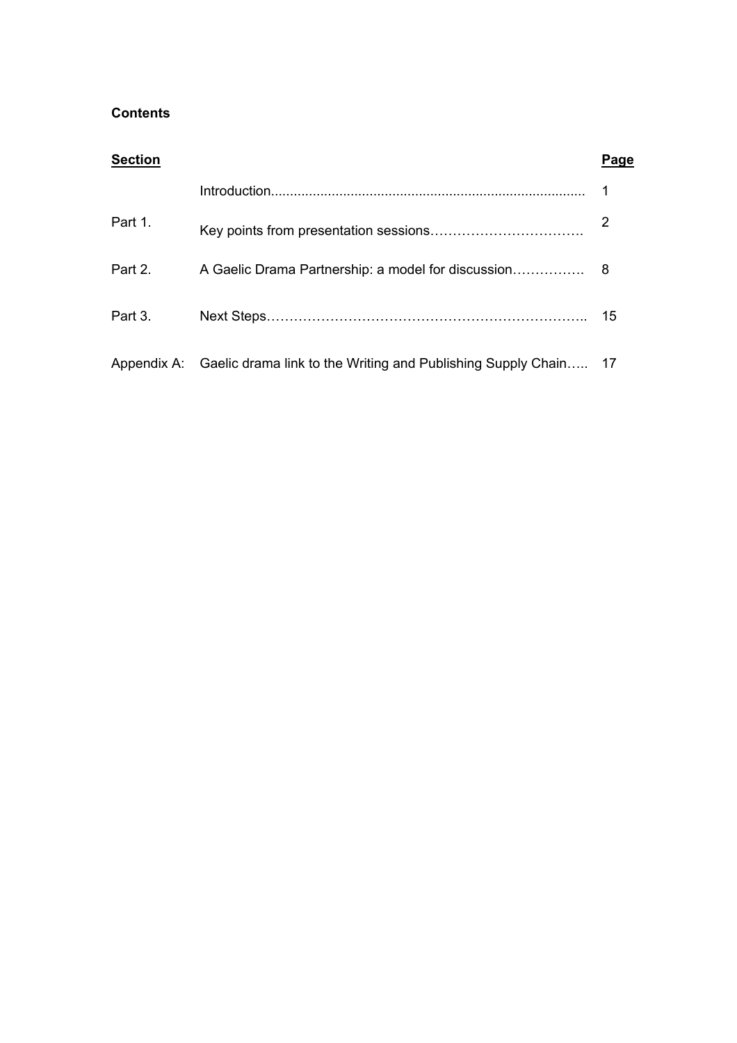**Contents**

| Section | | Page |
|---|---|---|
| | Introduction | 1 |
| Part 1. | Key points from presentation sessions | 2 |
| Part 2. | A Gaelic Drama Partnership: a model for discussion | 8 |
| Part 3. | Next Steps | 15 |
| Appendix A: | Gaelic drama link to the Writing and Publishing Supply Chain | 17 |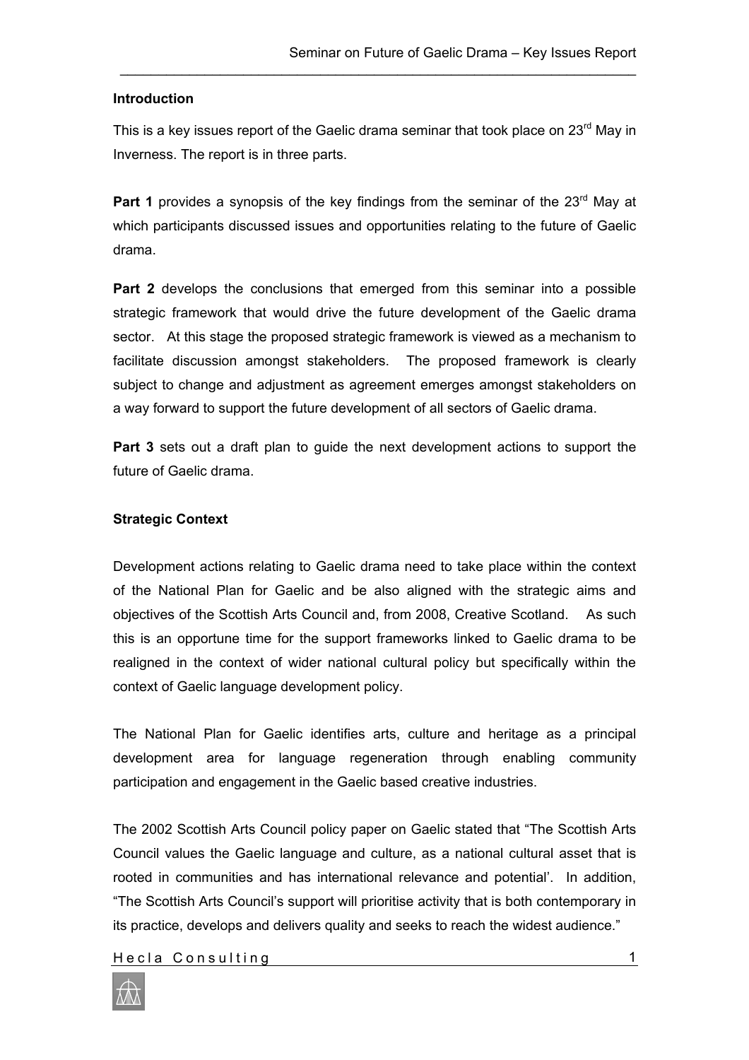**Introduction**

This is a key issues report of the Gaelic drama seminar that took place on 23rd May in Inverness. The report is in three parts.

**Part 1** provides a synopsis of the key findings from the seminar of the 23rd May at which participants discussed issues and opportunities relating to the future of Gaelic drama.

**Part 2** develops the conclusions that emerged from this seminar into a possible strategic framework that would drive the future development of the Gaelic drama sector. At this stage the proposed strategic framework is viewed as a mechanism to facilitate discussion amongst stakeholders. The proposed framework is clearly subject to change and adjustment as agreement emerges amongst stakeholders on a way forward to support the future development of all sectors of Gaelic drama.

**Part 3** sets out a draft plan to guide the next development actions to support the future of Gaelic drama.

**Strategic Context**

Development actions relating to Gaelic drama need to take place within the context of the National Plan for Gaelic and be also aligned with the strategic aims and objectives of the Scottish Arts Council and, from 2008, Creative Scotland. As such this is an opportune time for the support frameworks linked to Gaelic drama to be realigned in the context of wider national cultural policy but specifically within the context of Gaelic language development policy.

The National Plan for Gaelic identifies arts, culture and heritage as a principal development area for language regeneration through enabling community participation and engagement in the Gaelic based creative industries.

The 2002 Scottish Arts Council policy paper on Gaelic stated that "The Scottish Arts Council values the Gaelic language and culture, as a national cultural asset that is rooted in communities and has international relevance and potential'. In addition, "The Scottish Arts Council's support will prioritise activity that is both contemporary in its practice, develops and delivers quality and seeks to reach the widest audience."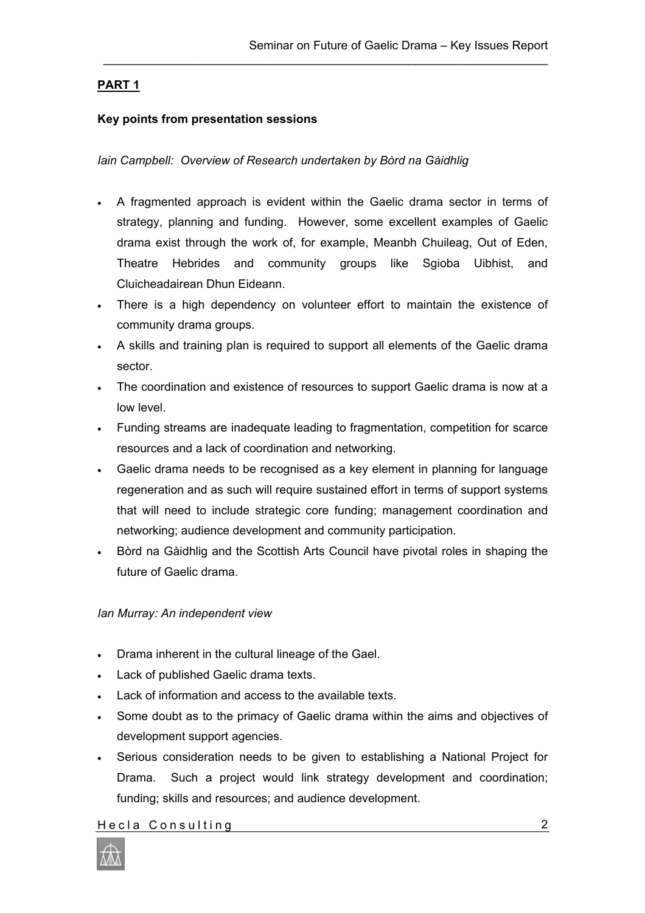## PART 1

### Key points from presentation sessions

*Iain Campbell: Overview of Research undertaken by Bòrd na Gàidhlig*

- A fragmented approach is evident within the Gaelic drama sector in terms of strategy, planning and funding. However, some excellent examples of Gaelic drama exist through the work of, for example, Meanbh Chuileag, Out of Eden, Theatre Hebrides and community groups like Sgioba Uibhist, and Cluicheadairean Dhun Eideann.
- There is a high dependency on volunteer effort to maintain the existence of community drama groups.
- A skills and training plan is required to support all elements of the Gaelic drama sector.
- The coordination and existence of resources to support Gaelic drama is now at a low level.
- Funding streams are inadequate leading to fragmentation, competition for scarce resources and a lack of coordination and networking.
- Gaelic drama needs to be recognised as a key element in planning for language regeneration and as such will require sustained effort in terms of support systems that will need to include strategic core funding; management coordination and networking; audience development and community participation.
- Bòrd na Gàidhlig and the Scottish Arts Council have pivotal roles in shaping the future of Gaelic drama.

*Ian Murray: An independent view*

- Drama inherent in the cultural lineage of the Gael.
- Lack of published Gaelic drama texts.
- Lack of information and access to the available texts.
- Some doubt as to the primacy of Gaelic drama within the aims and objectives of development support agencies.
- Serious consideration needs to be given to establishing a National Project for Drama. Such a project would link strategy development and coordination; funding; skills and resources; and audience development.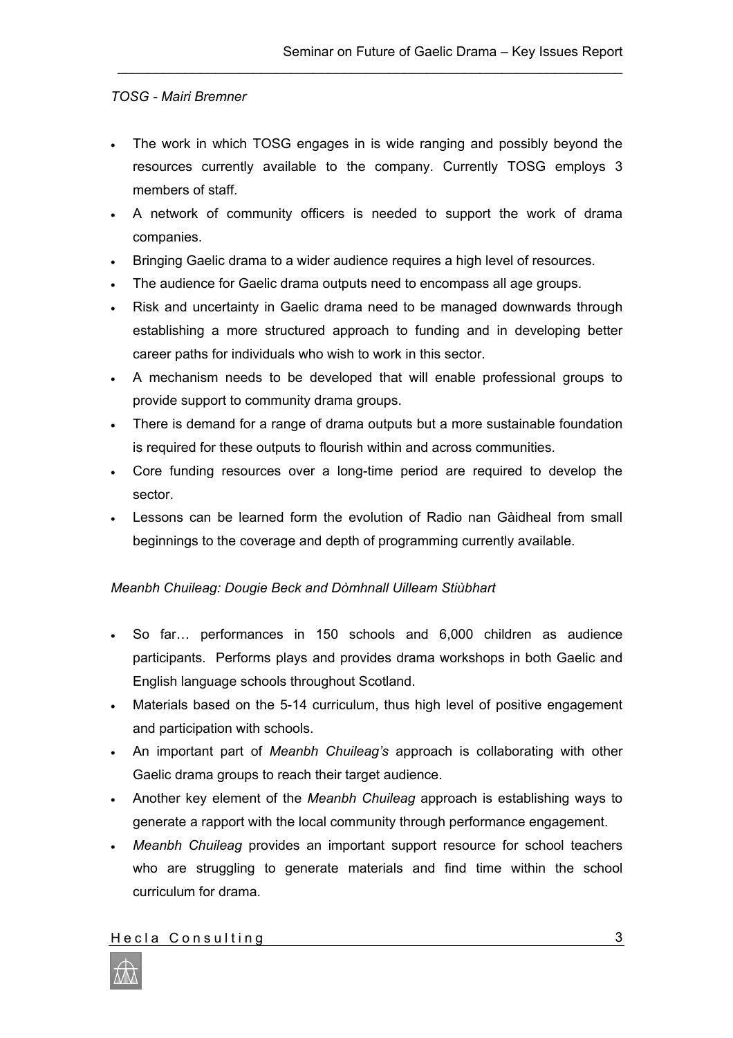*TOSG - Mairi Bremner*

- The work in which TOSG engages in is wide ranging and possibly beyond the resources currently available to the company. Currently TOSG employs 3 members of staff.
- A network of community officers is needed to support the work of drama companies.
- Bringing Gaelic drama to a wider audience requires a high level of resources.
- The audience for Gaelic drama outputs need to encompass all age groups.
- Risk and uncertainty in Gaelic drama need to be managed downwards through establishing a more structured approach to funding and in developing better career paths for individuals who wish to work in this sector.
- A mechanism needs to be developed that will enable professional groups to provide support to community drama groups.
- There is demand for a range of drama outputs but a more sustainable foundation is required for these outputs to flourish within and across communities.
- Core funding resources over a long-time period are required to develop the sector.
- Lessons can be learned form the evolution of Radio nan Gàidheal from small beginnings to the coverage and depth of programming currently available.

*Meanbh Chuileag: Dougie Beck and Dòmhnall Uilleam Stiùbhart*

- So far… performances in 150 schools and 6,000 children as audience participants. Performs plays and provides drama workshops in both Gaelic and English language schools throughout Scotland.
- Materials based on the 5-14 curriculum, thus high level of positive engagement and participation with schools.
- An important part of *Meanbh Chuileag's* approach is collaborating with other Gaelic drama groups to reach their target audience.
- Another key element of the *Meanbh Chuileag* approach is establishing ways to generate a rapport with the local community through performance engagement.
- *Meanbh Chuileag* provides an important support resource for school teachers who are struggling to generate materials and find time within the school curriculum for drama.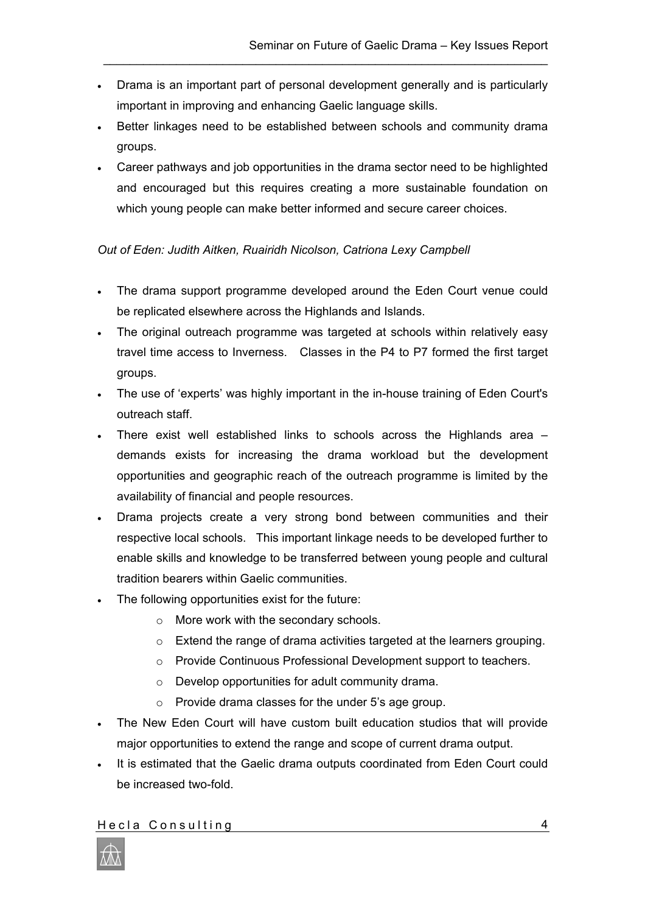- Drama is an important part of personal development generally and is particularly important in improving and enhancing Gaelic language skills.
- Better linkages need to be established between schools and community drama groups.
- Career pathways and job opportunities in the drama sector need to be highlighted and encouraged but this requires creating a more sustainable foundation on which young people can make better informed and secure career choices.

*Out of Eden: Judith Aitken, Ruairidh Nicolson, Catriona Lexy Campbell*

- The drama support programme developed around the Eden Court venue could be replicated elsewhere across the Highlands and Islands.
- The original outreach programme was targeted at schools within relatively easy travel time access to Inverness. Classes in the P4 to P7 formed the first target groups.
- The use of 'experts' was highly important in the in-house training of Eden Court's outreach staff.
- There exist well established links to schools across the Highlands area – demands exists for increasing the drama workload but the development opportunities and geographic reach of the outreach programme is limited by the availability of financial and people resources.
- Drama projects create a very strong bond between communities and their respective local schools. This important linkage needs to be developed further to enable skills and knowledge to be transferred between young people and cultural tradition bearers within Gaelic communities.
- The following opportunities exist for the future:
    - More work with the secondary schools.
    - Extend the range of drama activities targeted at the learners grouping.
    - Provide Continuous Professional Development support to teachers.
    - Develop opportunities for adult community drama.
    - Provide drama classes for the under 5's age group.
- The New Eden Court will have custom built education studios that will provide major opportunities to extend the range and scope of current drama output.
- It is estimated that the Gaelic drama outputs coordinated from Eden Court could be increased two-fold.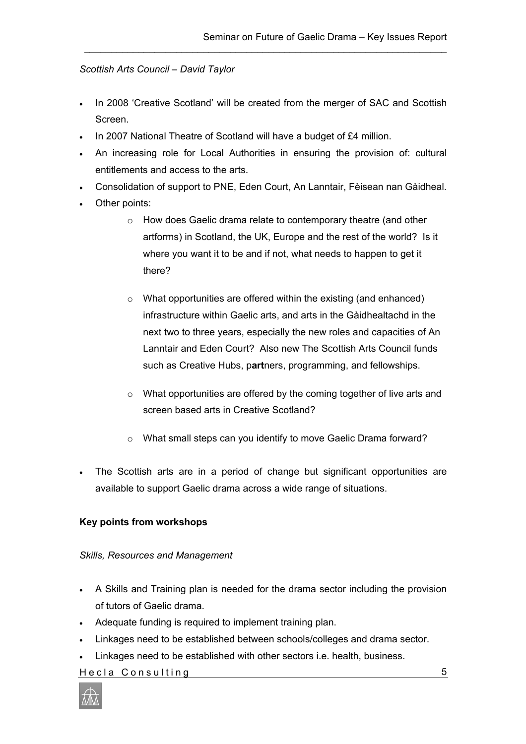*Scottish Arts Council – David Taylor*

- In 2008 'Creative Scotland' will be created from the merger of SAC and Scottish Screen.
- In 2007 National Theatre of Scotland will have a budget of £4 million.
- An increasing role for Local Authorities in ensuring the provision of: cultural entitlements and access to the arts.
- Consolidation of support to PNE, Eden Court, An Lanntair, Fèisean nan Gàidheal.
- Other points:
    - How does Gaelic drama relate to contemporary theatre (and other artforms) in Scotland, the UK, Europe and the rest of the world? Is it where you want it to be and if not, what needs to happen to get it there?
    - What opportunities are offered within the existing (and enhanced) infrastructure within Gaelic arts, and arts in the Gàidhealtachd in the next two to three years, especially the new roles and capacities of An Lanntair and Eden Court? Also new The Scottish Arts Council funds such as Creative Hubs, p**art**ners, programming, and fellowships.
    - What opportunities are offered by the coming together of live arts and screen based arts in Creative Scotland?
    - What small steps can you identify to move Gaelic Drama forward?
- The Scottish arts are in a period of change but significant opportunities are available to support Gaelic drama across a wide range of situations.

**Key points from workshops**

*Skills, Resources and Management*

- A Skills and Training plan is needed for the drama sector including the provision of tutors of Gaelic drama.
- Adequate funding is required to implement training plan.
- Linkages need to be established between schools/colleges and drama sector.
- Linkages need to be established with other sectors i.e. health, business.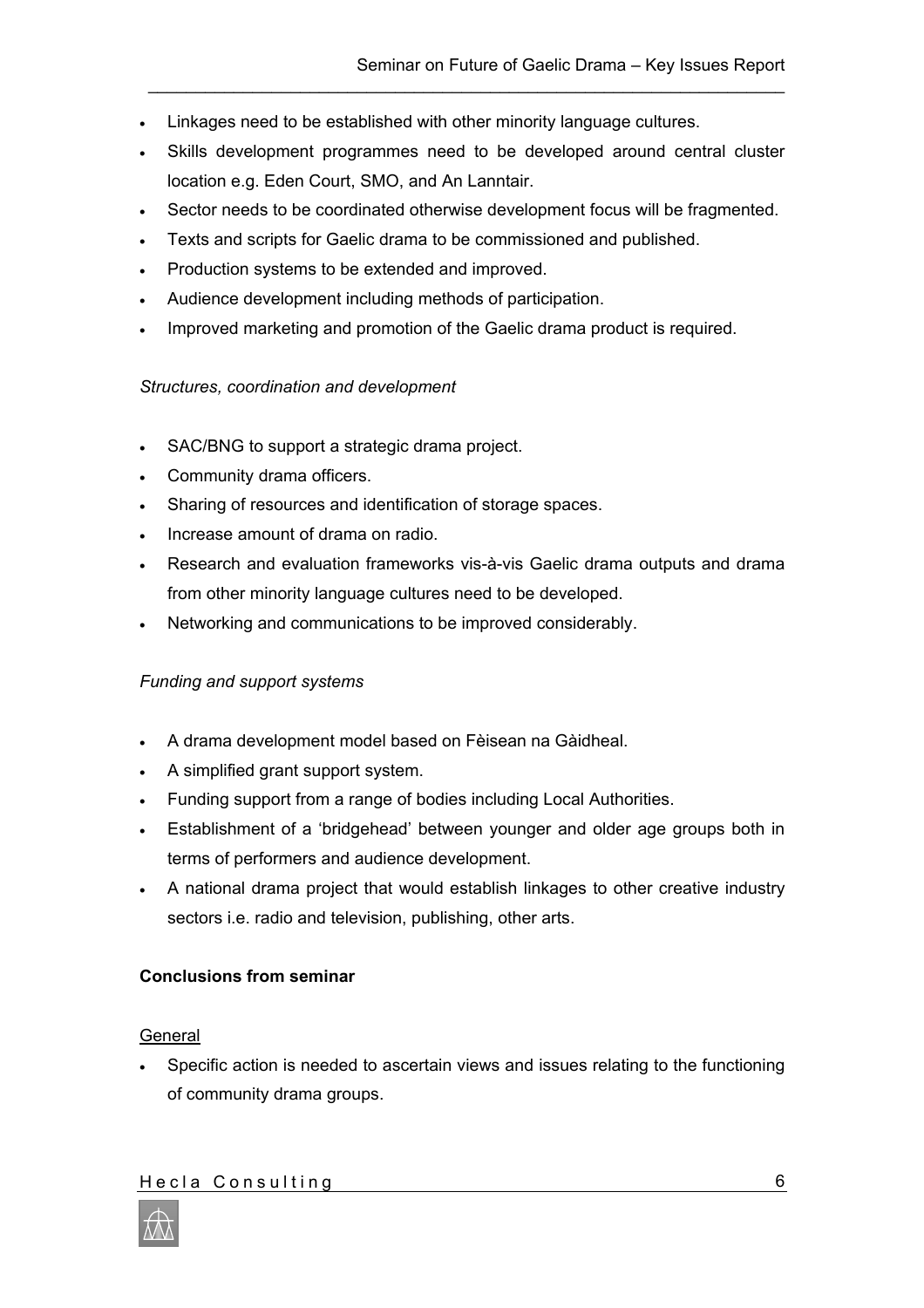- Linkages need to be established with other minority language cultures.
- Skills development programmes need to be developed around central cluster location e.g. Eden Court, SMO, and An Lanntair.
- Sector needs to be coordinated otherwise development focus will be fragmented.
- Texts and scripts for Gaelic drama to be commissioned and published.
- Production systems to be extended and improved.
- Audience development including methods of participation.
- Improved marketing and promotion of the Gaelic drama product is required.

*Structures, coordination and development*

- SAC/BNG to support a strategic drama project.
- Community drama officers.
- Sharing of resources and identification of storage spaces.
- Increase amount of drama on radio.
- Research and evaluation frameworks vis-à-vis Gaelic drama outputs and drama from other minority language cultures need to be developed.
- Networking and communications to be improved considerably.

*Funding and support systems*

- A drama development model based on Fèisean na Gàidheal.
- A simplified grant support system.
- Funding support from a range of bodies including Local Authorities.
- Establishment of a 'bridgehead' between younger and older age groups both in terms of performers and audience development.
- A national drama project that would establish linkages to other creative industry sectors i.e. radio and television, publishing, other arts.

**Conclusions from seminar**

General

- Specific action is needed to ascertain views and issues relating to the functioning of community drama groups.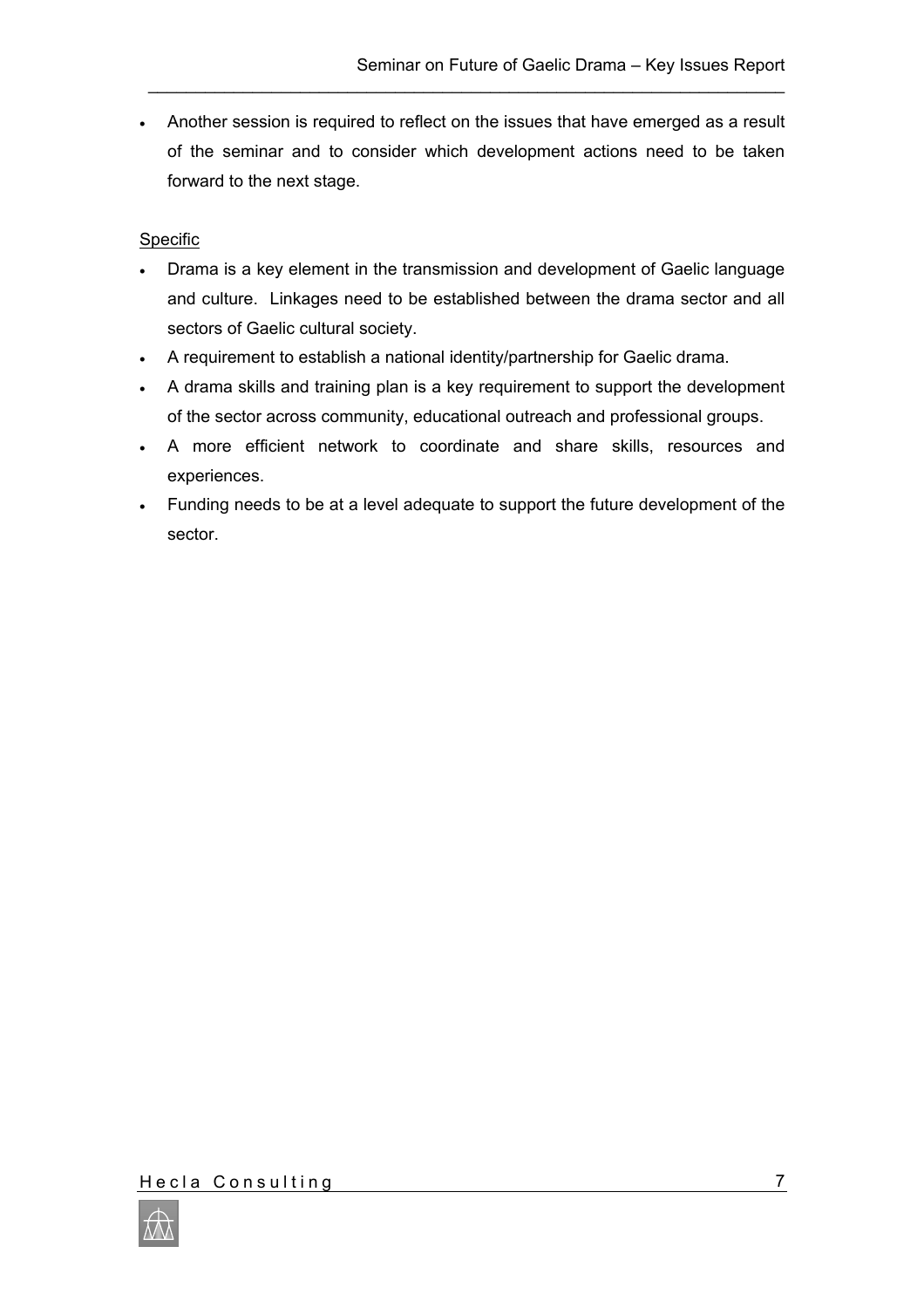- Another session is required to reflect on the issues that have emerged as a result of the seminar and to consider which development actions need to be taken forward to the next stage.

Specific

- Drama is a key element in the transmission and development of Gaelic language and culture. Linkages need to be established between the drama sector and all sectors of Gaelic cultural society.
- A requirement to establish a national identity/partnership for Gaelic drama.
- A drama skills and training plan is a key requirement to support the development of the sector across community, educational outreach and professional groups.
- A more efficient network to coordinate and share skills, resources and experiences.
- Funding needs to be at a level adequate to support the future development of the sector.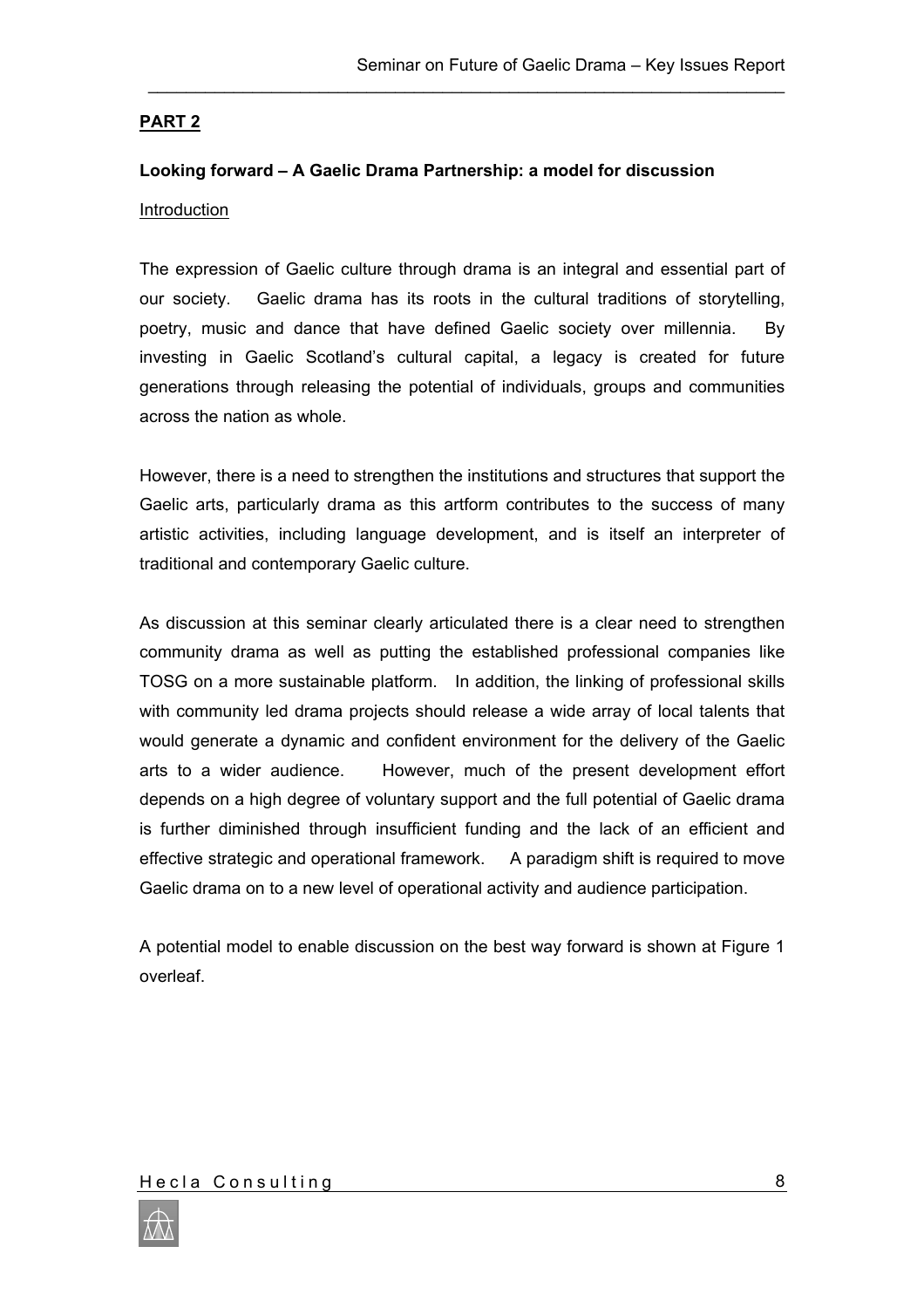## **PART 2**

### **Looking forward – A Gaelic Drama Partnership: a model for discussion**

Introduction

The expression of Gaelic culture through drama is an integral and essential part of our society. Gaelic drama has its roots in the cultural traditions of storytelling, poetry, music and dance that have defined Gaelic society over millennia. By investing in Gaelic Scotland's cultural capital, a legacy is created for future generations through releasing the potential of individuals, groups and communities across the nation as whole.

However, there is a need to strengthen the institutions and structures that support the Gaelic arts, particularly drama as this artform contributes to the success of many artistic activities, including language development, and is itself an interpreter of traditional and contemporary Gaelic culture.

As discussion at this seminar clearly articulated there is a clear need to strengthen community drama as well as putting the established professional companies like TOSG on a more sustainable platform. In addition, the linking of professional skills with community led drama projects should release a wide array of local talents that would generate a dynamic and confident environment for the delivery of the Gaelic arts to a wider audience. However, much of the present development effort depends on a high degree of voluntary support and the full potential of Gaelic drama is further diminished through insufficient funding and the lack of an efficient and effective strategic and operational framework. A paradigm shift is required to move Gaelic drama on to a new level of operational activity and audience participation.

A potential model to enable discussion on the best way forward is shown at Figure 1 overleaf.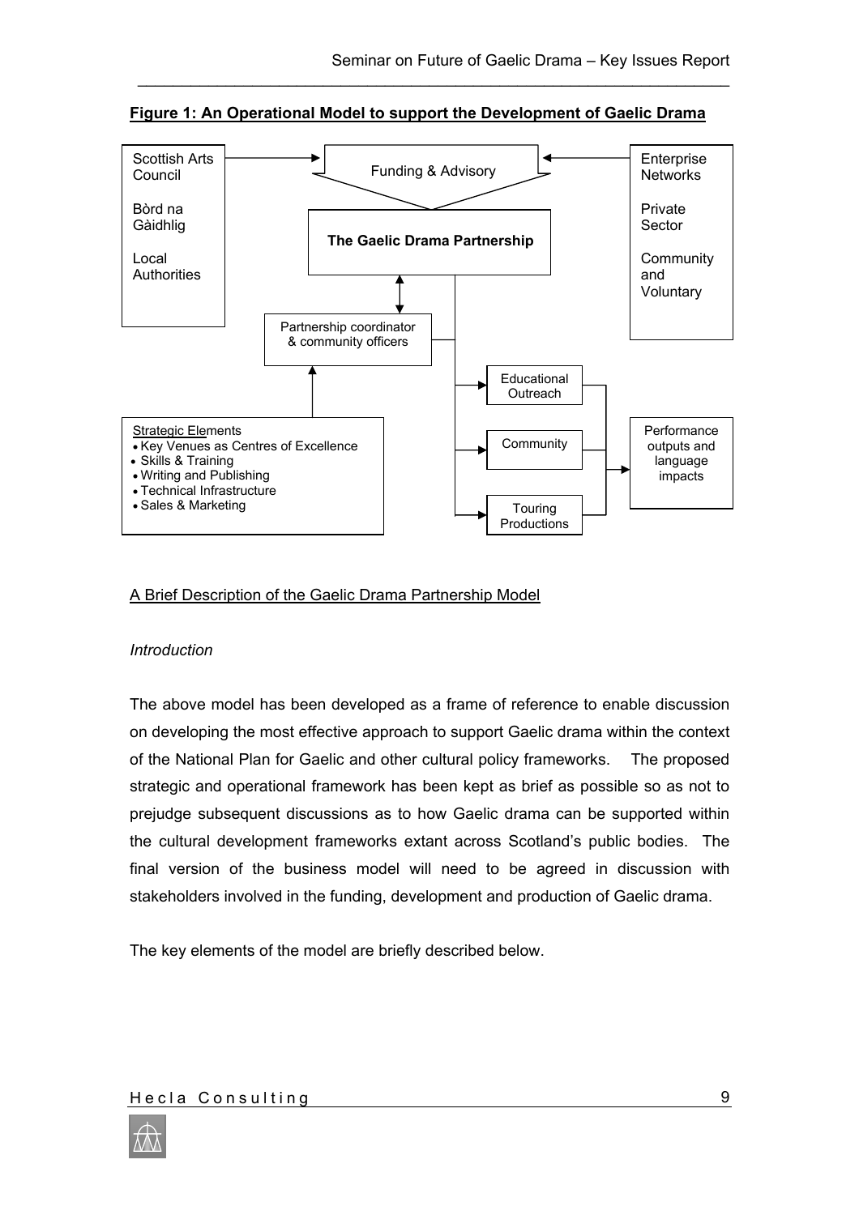**Figure 1: An Operational Model to support the Development of Gaelic Drama**

Scottish Arts Council

Bòrd na Gàidhlig

Local Authorities

Funding & Advisory

Enterprise Networks

Private Sector

Community and Voluntary

**The Gaelic Drama Partnership**

Partnership coordinator & community officers

Educational Outreach

Community

Touring Productions

Performance outputs and language impacts

Strategic Elements
- Key Venues as Centres of Excellence
- Skills & Training
- Writing and Publishing
- Technical Infrastructure
- Sales & Marketing

A Brief Description of the Gaelic Drama Partnership Model

*Introduction*

The above model has been developed as a frame of reference to enable discussion on developing the most effective approach to support Gaelic drama within the context of the National Plan for Gaelic and other cultural policy frameworks. The proposed strategic and operational framework has been kept as brief as possible so as not to prejudge subsequent discussions as to how Gaelic drama can be supported within the cultural development frameworks extant across Scotland's public bodies. The final version of the business model will need to be agreed in discussion with stakeholders involved in the funding, development and production of Gaelic drama.

The key elements of the model are briefly described below.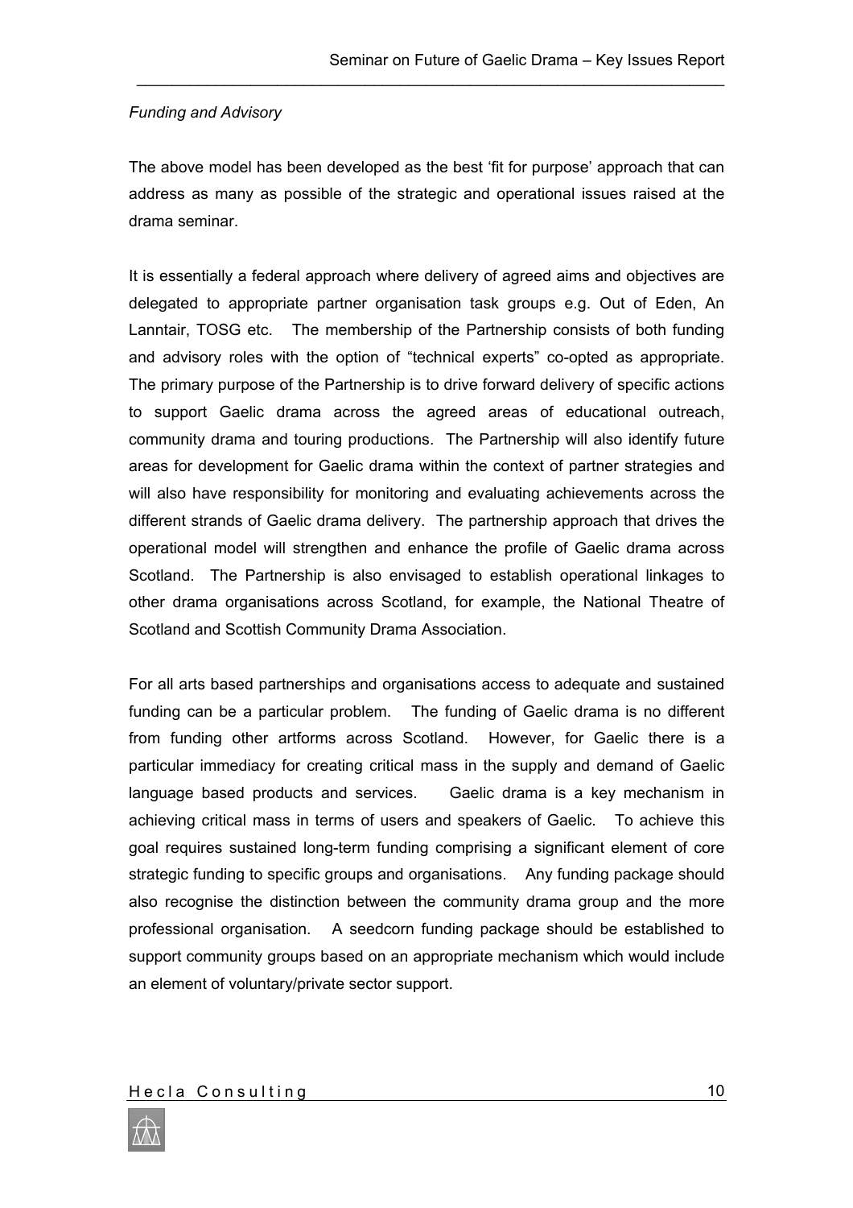*Funding and Advisory*

The above model has been developed as the best 'fit for purpose' approach that can address as many as possible of the strategic and operational issues raised at the drama seminar.

It is essentially a federal approach where delivery of agreed aims and objectives are delegated to appropriate partner organisation task groups e.g. Out of Eden, An Lanntair, TOSG etc. The membership of the Partnership consists of both funding and advisory roles with the option of "technical experts" co-opted as appropriate. The primary purpose of the Partnership is to drive forward delivery of specific actions to support Gaelic drama across the agreed areas of educational outreach, community drama and touring productions. The Partnership will also identify future areas for development for Gaelic drama within the context of partner strategies and will also have responsibility for monitoring and evaluating achievements across the different strands of Gaelic drama delivery. The partnership approach that drives the operational model will strengthen and enhance the profile of Gaelic drama across Scotland. The Partnership is also envisaged to establish operational linkages to other drama organisations across Scotland, for example, the National Theatre of Scotland and Scottish Community Drama Association.

For all arts based partnerships and organisations access to adequate and sustained funding can be a particular problem. The funding of Gaelic drama is no different from funding other artforms across Scotland. However, for Gaelic there is a particular immediacy for creating critical mass in the supply and demand of Gaelic language based products and services. Gaelic drama is a key mechanism in achieving critical mass in terms of users and speakers of Gaelic. To achieve this goal requires sustained long-term funding comprising a significant element of core strategic funding to specific groups and organisations. Any funding package should also recognise the distinction between the community drama group and the more professional organisation. A seedcorn funding package should be established to support community groups based on an appropriate mechanism which would include an element of voluntary/private sector support.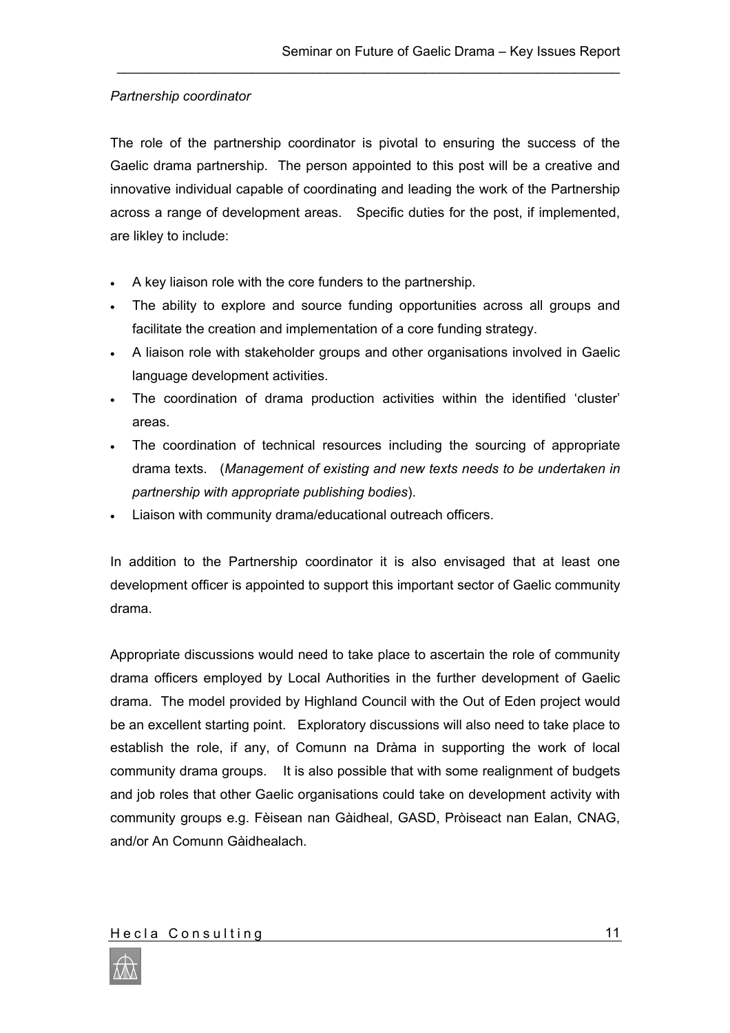*Partnership coordinator*

The role of the partnership coordinator is pivotal to ensuring the success of the Gaelic drama partnership. The person appointed to this post will be a creative and innovative individual capable of coordinating and leading the work of the Partnership across a range of development areas. Specific duties for the post, if implemented, are likley to include:

- A key liaison role with the core funders to the partnership.
- The ability to explore and source funding opportunities across all groups and facilitate the creation and implementation of a core funding strategy.
- A liaison role with stakeholder groups and other organisations involved in Gaelic language development activities.
- The coordination of drama production activities within the identified 'cluster' areas.
- The coordination of technical resources including the sourcing of appropriate drama texts. (*Management of existing and new texts needs to be undertaken in partnership with appropriate publishing bodies*).
- Liaison with community drama/educational outreach officers.

In addition to the Partnership coordinator it is also envisaged that at least one development officer is appointed to support this important sector of Gaelic community drama.

Appropriate discussions would need to take place to ascertain the role of community drama officers employed by Local Authorities in the further development of Gaelic drama. The model provided by Highland Council with the Out of Eden project would be an excellent starting point. Exploratory discussions will also need to take place to establish the role, if any, of Comunn na Dràma in supporting the work of local community drama groups. It is also possible that with some realignment of budgets and job roles that other Gaelic organisations could take on development activity with community groups e.g. Fèisean nan Gàidheal, GASD, Pròiseact nan Ealan, CNAG, and/or An Comunn Gàidhealach.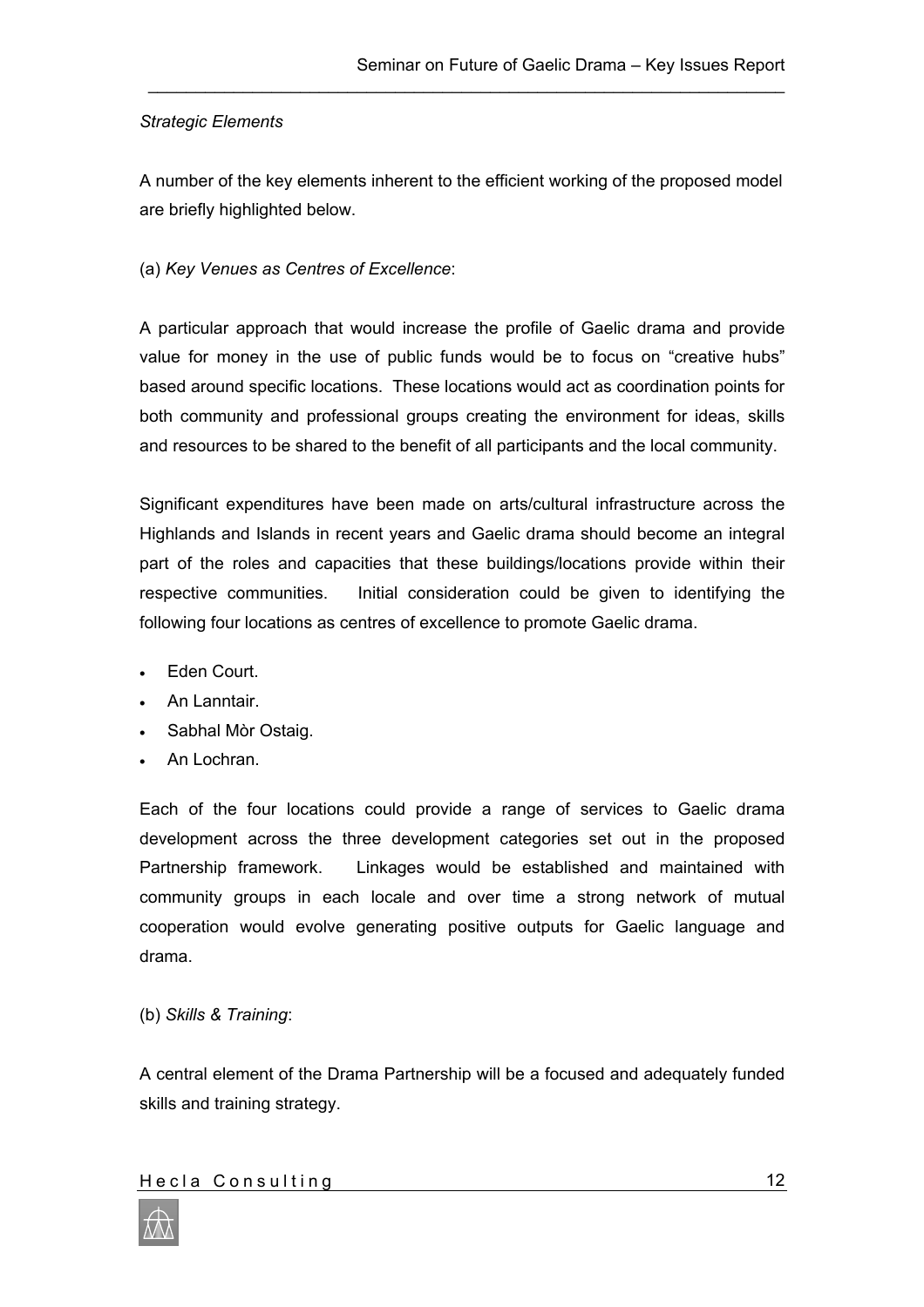*Strategic Elements*

A number of the key elements inherent to the efficient working of the proposed model are briefly highlighted below.

(a) *Key Venues as Centres of Excellence*:

A particular approach that would increase the profile of Gaelic drama and provide value for money in the use of public funds would be to focus on "creative hubs" based around specific locations. These locations would act as coordination points for both community and professional groups creating the environment for ideas, skills and resources to be shared to the benefit of all participants and the local community.

Significant expenditures have been made on arts/cultural infrastructure across the Highlands and Islands in recent years and Gaelic drama should become an integral part of the roles and capacities that these buildings/locations provide within their respective communities. Initial consideration could be given to identifying the following four locations as centres of excellence to promote Gaelic drama.

- Eden Court.
- An Lanntair.
- Sabhal Mòr Ostaig.
- An Lochran.

Each of the four locations could provide a range of services to Gaelic drama development across the three development categories set out in the proposed Partnership framework. Linkages would be established and maintained with community groups in each locale and over time a strong network of mutual cooperation would evolve generating positive outputs for Gaelic language and drama.

(b) *Skills & Training*:

A central element of the Drama Partnership will be a focused and adequately funded skills and training strategy.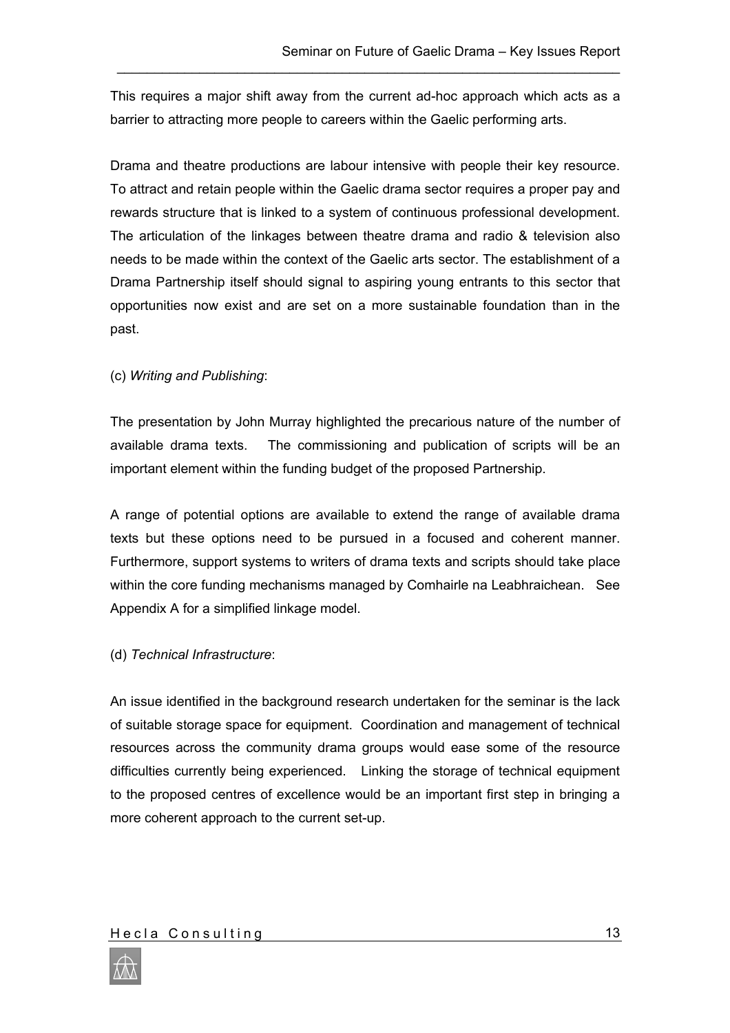This requires a major shift away from the current ad-hoc approach which acts as a barrier to attracting more people to careers within the Gaelic performing arts.

Drama and theatre productions are labour intensive with people their key resource. To attract and retain people within the Gaelic drama sector requires a proper pay and rewards structure that is linked to a system of continuous professional development. The articulation of the linkages between theatre drama and radio & television also needs to be made within the context of the Gaelic arts sector. The establishment of a Drama Partnership itself should signal to aspiring young entrants to this sector that opportunities now exist and are set on a more sustainable foundation than in the past.

(c) *Writing and Publishing*:

The presentation by John Murray highlighted the precarious nature of the number of available drama texts. The commissioning and publication of scripts will be an important element within the funding budget of the proposed Partnership.

A range of potential options are available to extend the range of available drama texts but these options need to be pursued in a focused and coherent manner. Furthermore, support systems to writers of drama texts and scripts should take place within the core funding mechanisms managed by Comhairle na Leabhraichean. See Appendix A for a simplified linkage model.

(d) *Technical Infrastructure*:

An issue identified in the background research undertaken for the seminar is the lack of suitable storage space for equipment. Coordination and management of technical resources across the community drama groups would ease some of the resource difficulties currently being experienced. Linking the storage of technical equipment to the proposed centres of excellence would be an important first step in bringing a more coherent approach to the current set-up.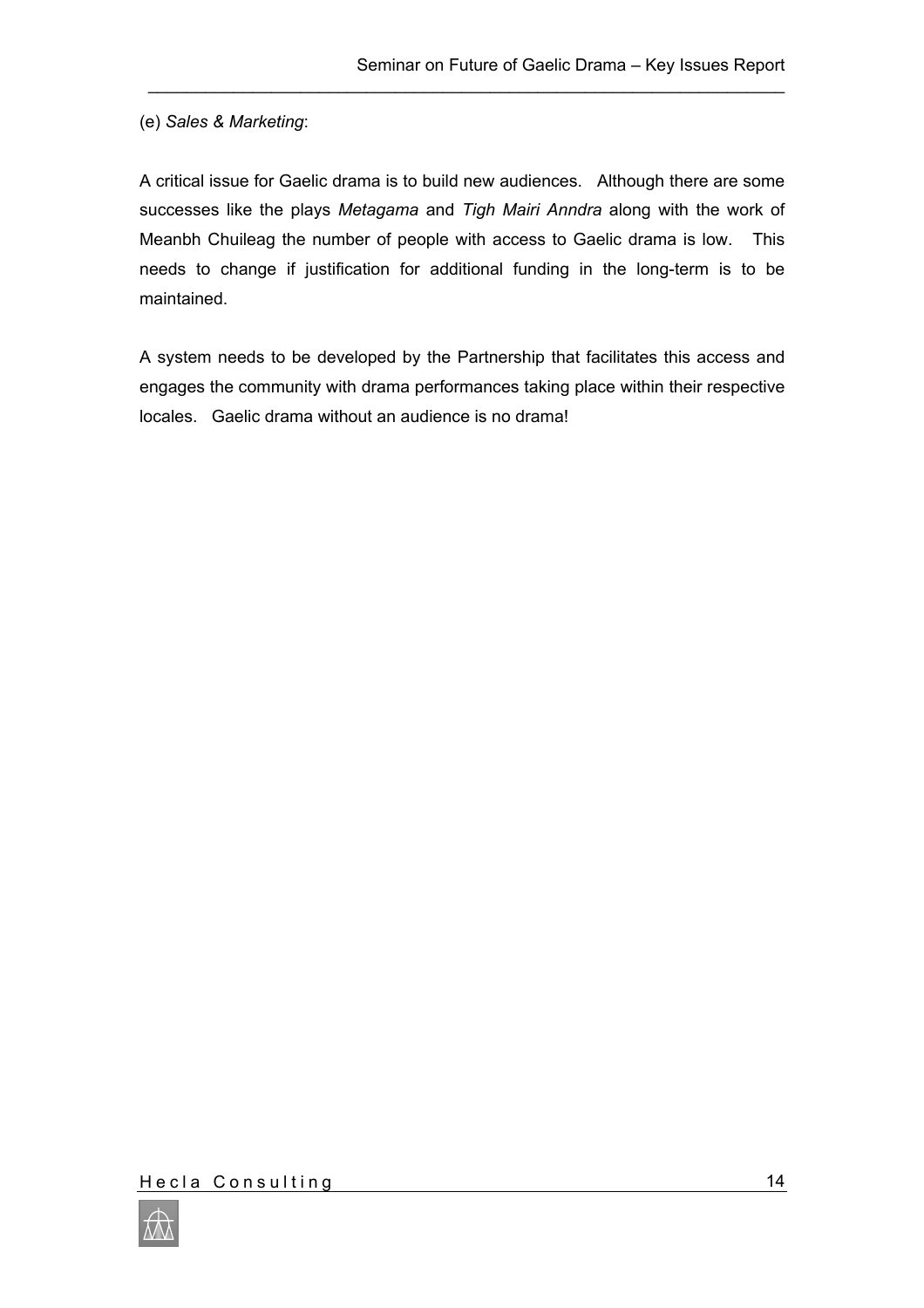(e) *Sales & Marketing*:

A critical issue for Gaelic drama is to build new audiences. Although there are some successes like the plays *Metagama* and *Tigh Mairi Anndra* along with the work of Meanbh Chuileag the number of people with access to Gaelic drama is low. This needs to change if justification for additional funding in the long-term is to be maintained.

A system needs to be developed by the Partnership that facilitates this access and engages the community with drama performances taking place within their respective locales. Gaelic drama without an audience is no drama!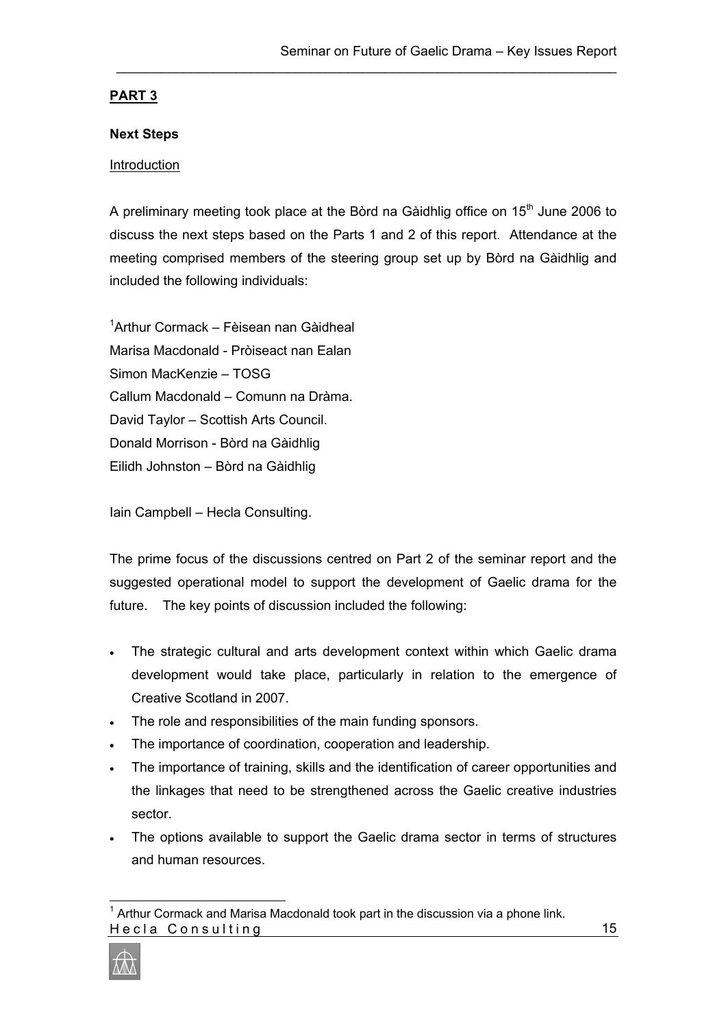## PART 3

### Next Steps

Introduction

A preliminary meeting took place at the Bòrd na Gàidhlig office on 15th June 2006 to discuss the next steps based on the Parts 1 and 2 of this report. Attendance at the meeting comprised members of the steering group set up by Bòrd na Gàidhlig and included the following individuals:

[1]Arthur Cormack – Fèisean nan Gàidheal
Marisa Macdonald - Pròiseact nan Ealan
Simon MacKenzie – TOSG
Callum Macdonald – Comunn na Dràma.
David Taylor – Scottish Arts Council.
Donald Morrison - Bòrd na Gàidhlig
Eilidh Johnston – Bòrd na Gàidhlig

Iain Campbell – Hecla Consulting.

The prime focus of the discussions centred on Part 2 of the seminar report and the suggested operational model to support the development of Gaelic drama for the future. The key points of discussion included the following:

- The strategic cultural and arts development context within which Gaelic drama development would take place, particularly in relation to the emergence of Creative Scotland in 2007.
- The role and responsibilities of the main funding sponsors.
- The importance of coordination, cooperation and leadership.
- The importance of training, skills and the identification of career opportunities and the linkages that need to be strengthened across the Gaelic creative industries sector.
- The options available to support the Gaelic drama sector in terms of structures and human resources.

[1] Arthur Cormack and Marisa Macdonald took part in the discussion via a phone link.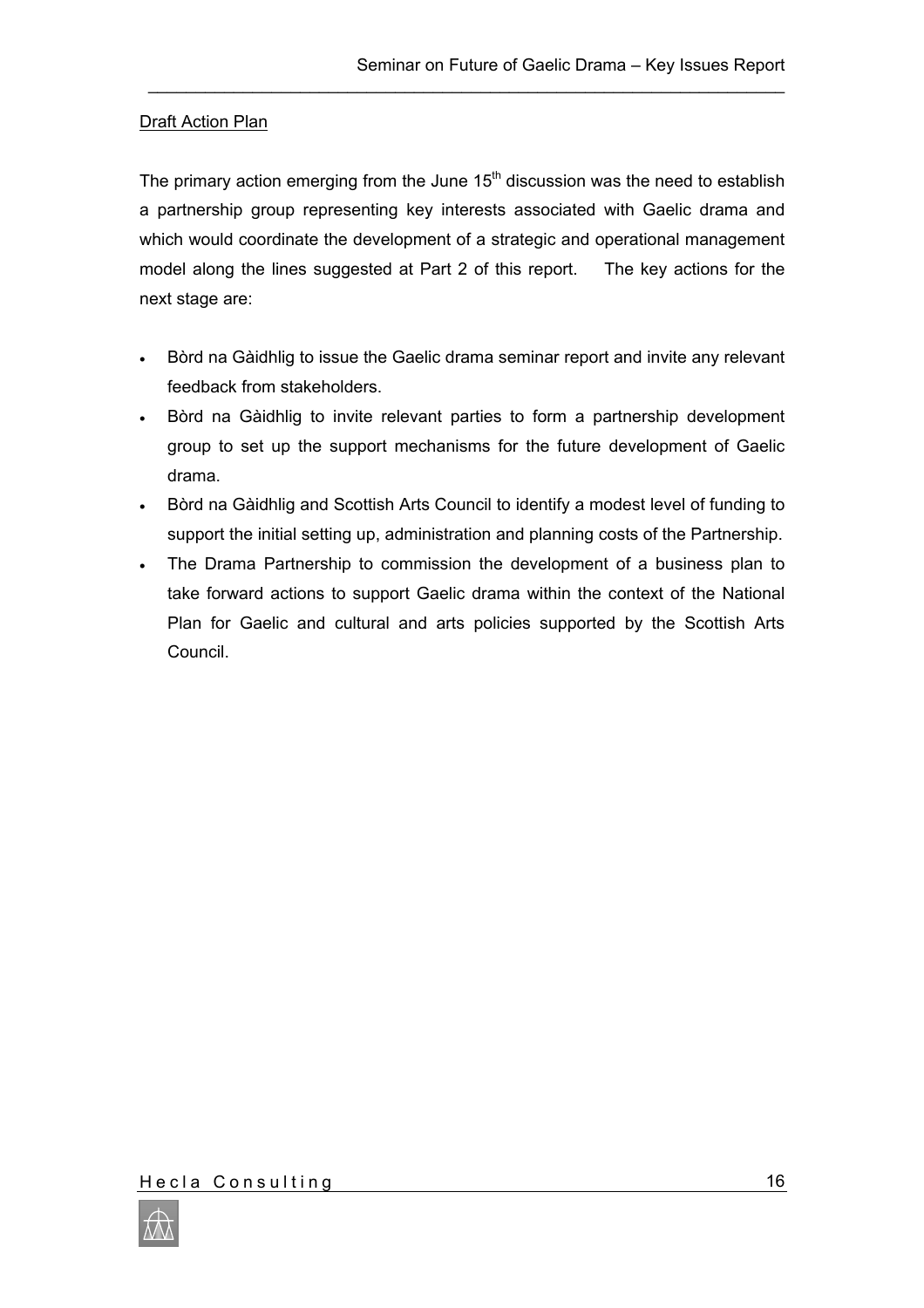Draft Action Plan

The primary action emerging from the June 15th discussion was the need to establish a partnership group representing key interests associated with Gaelic drama and which would coordinate the development of a strategic and operational management model along the lines suggested at Part 2 of this report. The key actions for the next stage are:

- Bòrd na Gàidhlig to issue the Gaelic drama seminar report and invite any relevant feedback from stakeholders.
- Bòrd na Gàidhlig to invite relevant parties to form a partnership development group to set up the support mechanisms for the future development of Gaelic drama.
- Bòrd na Gàidhlig and Scottish Arts Council to identify a modest level of funding to support the initial setting up, administration and planning costs of the Partnership.
- The Drama Partnership to commission the development of a business plan to take forward actions to support Gaelic drama within the context of the National Plan for Gaelic and cultural and arts policies supported by the Scottish Arts Council.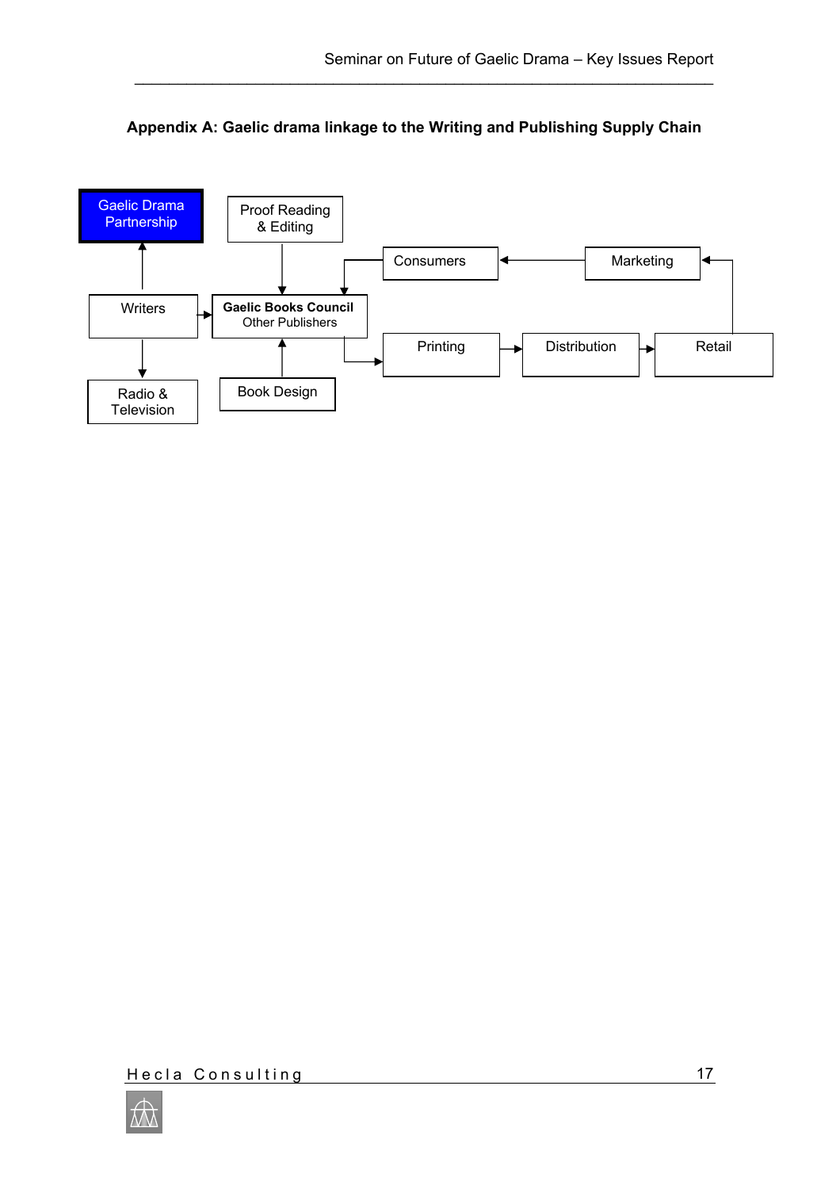## Appendix A: Gaelic drama linkage to the Writing and Publishing Supply Chain

Gaelic Drama Partnership

Proof Reading & Editing

Consumers

Marketing

Writers

**Gaelic Books Council**
Other Publishers

Printing

Distribution

Retail

Radio & Television

Book Design